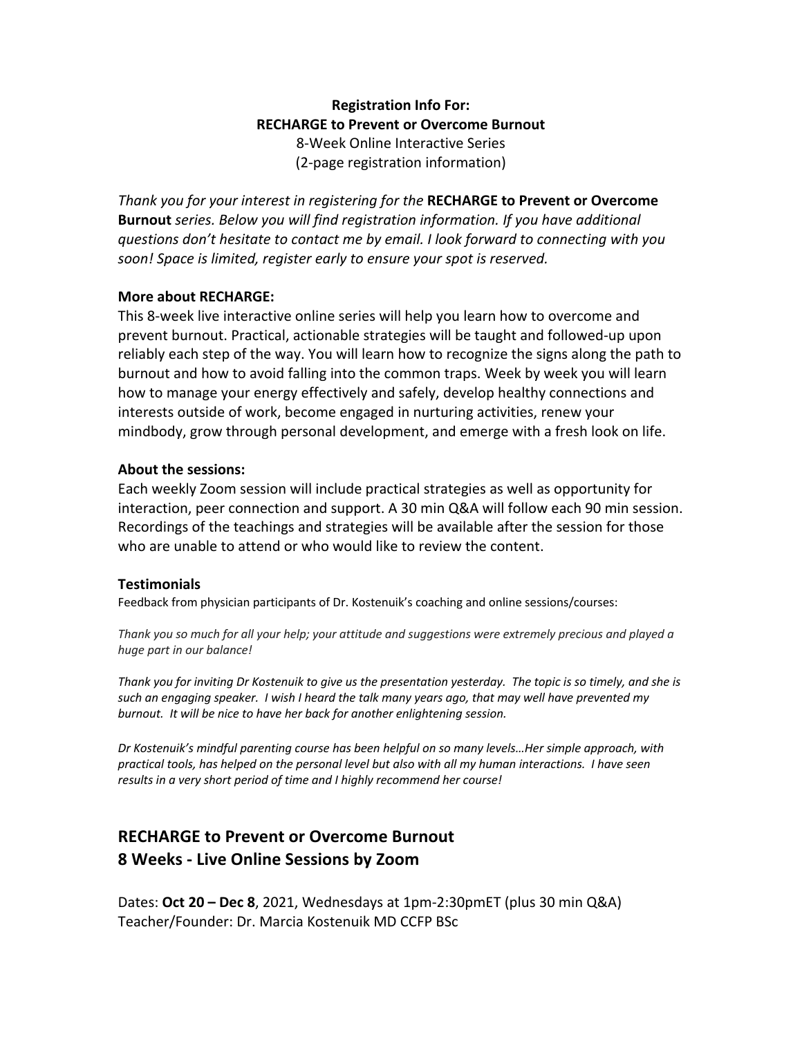**Registration Info For:**
**RECHARGE to Prevent or Overcome Burnout**
8-Week Online Interactive Series
(2-page registration information)

*Thank you for your interest in registering for the* **RECHARGE to Prevent or Overcome Burnout** *series. Below you will find registration information. If you have additional questions don't hesitate to contact me by email. I look forward to connecting with you soon! Space is limited, register early to ensure your spot is reserved.*

**More about RECHARGE:**

This 8-week live interactive online series will help you learn how to overcome and prevent burnout. Practical, actionable strategies will be taught and followed-up upon reliably each step of the way. You will learn how to recognize the signs along the path to burnout and how to avoid falling into the common traps. Week by week you will learn how to manage your energy effectively and safely, develop healthy connections and interests outside of work, become engaged in nurturing activities, renew your mindbody, grow through personal development, and emerge with a fresh look on life.

**About the sessions:**

Each weekly Zoom session will include practical strategies as well as opportunity for interaction, peer connection and support. A 30 min Q&A will follow each 90 min session. Recordings of the teachings and strategies will be available after the session for those who are unable to attend or who would like to review the content.

**Testimonials**

Feedback from physician participants of Dr. Kostenuik's coaching and online sessions/courses:

*Thank you so much for all your help; your attitude and suggestions were extremely precious and played a huge part in our balance!*

*Thank you for inviting Dr Kostenuik to give us the presentation yesterday. The topic is so timely, and she is such an engaging speaker. I wish I heard the talk many years ago, that may well have prevented my burnout. It will be nice to have her back for another enlightening session.*

*Dr Kostenuik's mindful parenting course has been helpful on so many levels…Her simple approach, with practical tools, has helped on the personal level but also with all my human interactions. I have seen results in a very short period of time and I highly recommend her course!*

## RECHARGE to Prevent or Overcome Burnout
## 8 Weeks - Live Online Sessions by Zoom

Dates: **Oct 20 – Dec 8**, 2021, Wednesdays at 1pm-2:30pmET (plus 30 min Q&A)
Teacher/Founder: Dr. Marcia Kostenuik MD CCFP BSc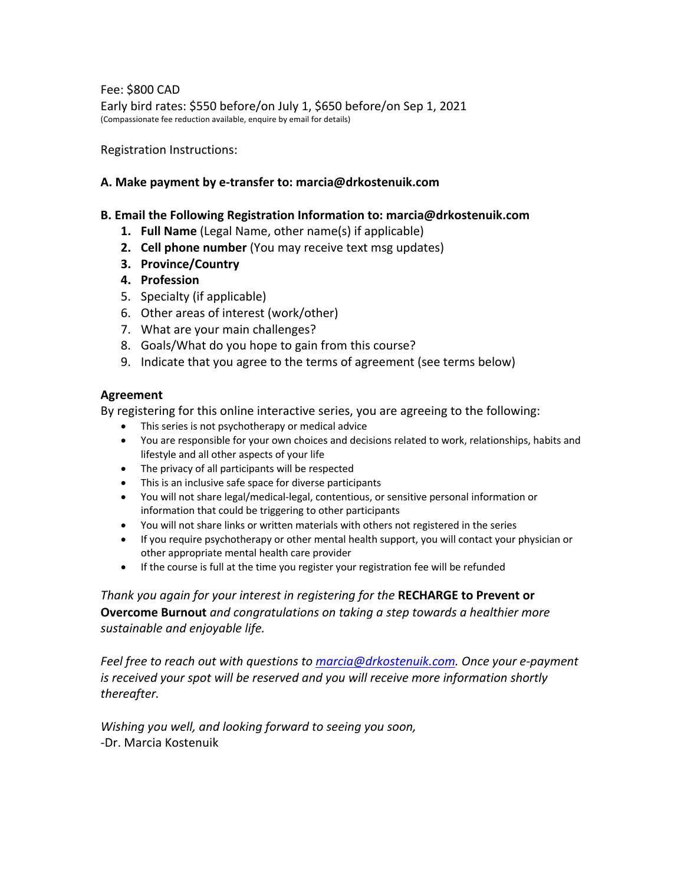Fee: $800 CAD

Early bird rates: $550 before/on July 1, $650 before/on Sep 1, 2021

(Compassionate fee reduction available, enquire by email for details)

Registration Instructions:

**A. Make payment by e-transfer to: marcia@drkostenuik.com**

**B. Email the Following Registration Information to: marcia@drkostenuik.com**

1. **Full Name** (Legal Name, other name(s) if applicable)
2. **Cell phone number** (You may receive text msg updates)
3. **Province/Country**
4. **Profession**
5. Specialty (if applicable)
6. Other areas of interest (work/other)
7. What are your main challenges?
8. Goals/What do you hope to gain from this course?
9. Indicate that you agree to the terms of agreement (see terms below)

**Agreement**

By registering for this online interactive series, you are agreeing to the following:

- This series is not psychotherapy or medical advice
- You are responsible for your own choices and decisions related to work, relationships, habits and lifestyle and all other aspects of your life
- The privacy of all participants will be respected
- This is an inclusive safe space for diverse participants
- You will not share legal/medical-legal, contentious, or sensitive personal information or information that could be triggering to other participants
- You will not share links or written materials with others not registered in the series
- If you require psychotherapy or other mental health support, you will contact your physician or other appropriate mental health care provider
- If the course is full at the time you register your registration fee will be refunded

*Thank you again for your interest in registering for the* **RECHARGE to Prevent or Overcome Burnout** *and congratulations on taking a step towards a healthier more sustainable and enjoyable life.*

*Feel free to reach out with questions to [marcia@drkostenuik.com](mailto:marcia@drkostenuik.com). Once your e-payment is received your spot will be reserved and you will receive more information shortly thereafter.*

*Wishing you well, and looking forward to seeing you soon,*

-Dr. Marcia Kostenuik